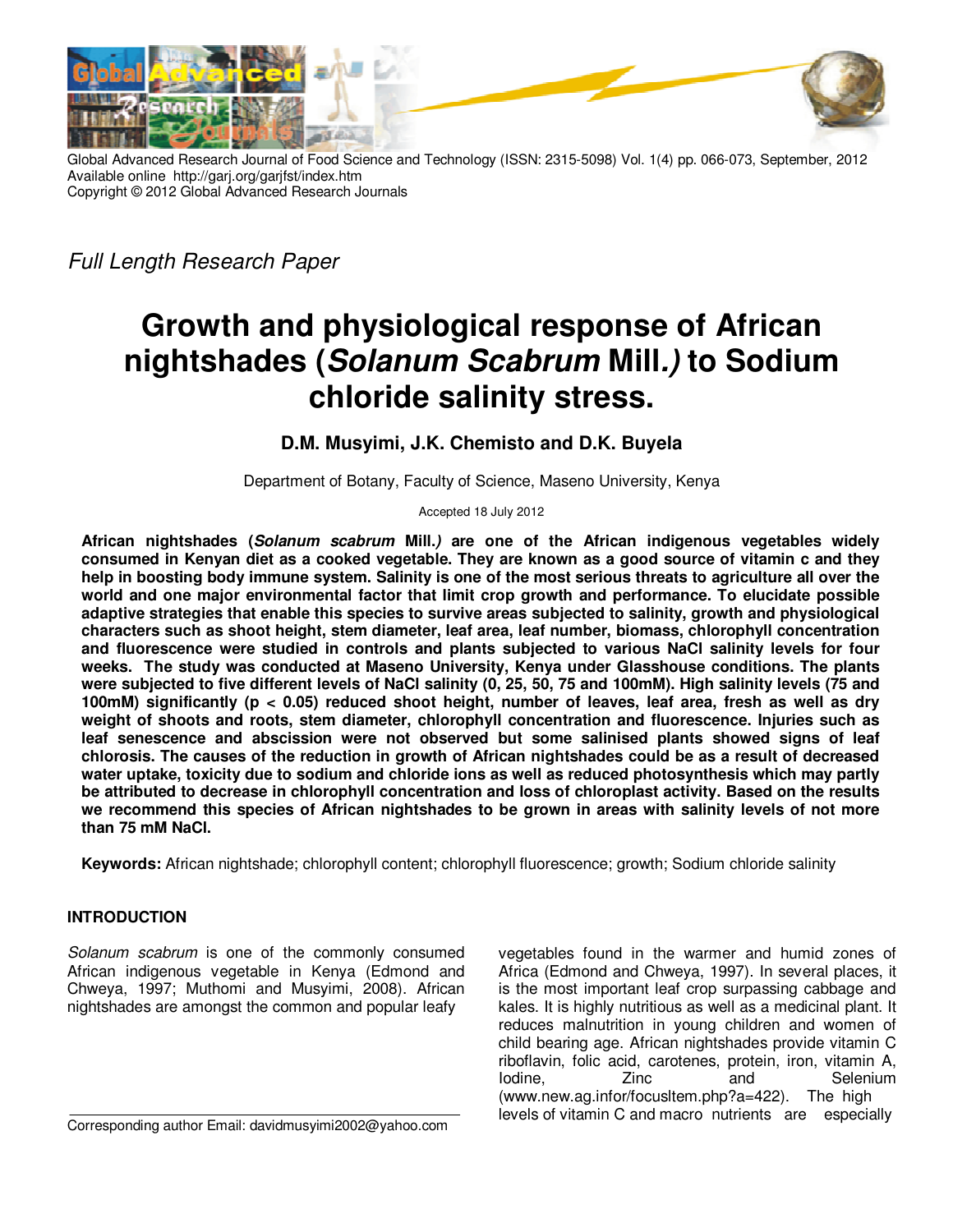Global Advanced Research Journal of Food Science and Technology (ISSN: 2315-5098) Vol. 1(4) pp. 066-073, September, 2012
Available online http://garj.org/garjfst/index.htm
Copyright © 2012 Global Advanced Research Journals

*Full Length Research Paper*

# Growth and physiological response of African nightshades (*Solanum Scabrum* Mill.*)* to Sodium chloride salinity stress.

**D.M. Musyimi, J.K. Chemisto and D.K. Buyela**

Department of Botany, Faculty of Science, Maseno University, Kenya

Accepted 18 July 2012

**African nightshades (*Solanum scabrum* Mill.*)* are one of the African indigenous vegetables widely consumed in Kenyan diet as a cooked vegetable. They are known as a good source of vitamin c and they help in boosting body immune system. Salinity is one of the most serious threats to agriculture all over the world and one major environmental factor that limit crop growth and performance. To elucidate possible adaptive strategies that enable this species to survive areas subjected to salinity, growth and physiological characters such as shoot height, stem diameter, leaf area, leaf number, biomass, chlorophyll concentration and fluorescence were studied in controls and plants subjected to various NaCl salinity levels for four weeks. The study was conducted at Maseno University, Kenya under Glasshouse conditions. The plants were subjected to five different levels of NaCl salinity (0, 25, 50, 75 and 100mM). High salinity levels (75 and 100mM) significantly ($p < 0.05$) reduced shoot height, number of leaves, leaf area, fresh as well as dry weight of shoots and roots, stem diameter, chlorophyll concentration and fluorescence. Injuries such as leaf senecence and abscission were not observed but some salinised plants showed signs of leaf chlorosis. The causes of the reduction in growth of African nightshades could be as a result of decreased water uptake, toxicity due to sodium and chloride ions as well as reduced photosynthesis which may partly be attributed to decrease in chlorophyll concentration and loss of chloroplast activity. Based on the results we recommend this species of African nightshades to be grown in areas with salinity levels of not more than 75 mM NaCl.**

**Keywords:** African nightshade; chlorophyll content; chlorophyll fluorescence; growth; Sodium chloride salinity

## INTRODUCTION

*Solanum scabrum* is one of the commonly consumed African indigenous vegetable in Kenya (Edmond and Chweya, 1997; Muthomi and Musyimi, 2008). African nightshades are amongst the common and popular leafy vegetables found in the warmer and humid zones of Africa (Edmond and Chweya, 1997). In several places, it is the most important leaf crop surpassing cabbage and kales. It is highly nutritious as well as a medicinal plant. It reduces malnutrition in young children and women of child bearing age. African nightshades provide vitamin C riboflavin, folic acid, carotenes, protein, iron, vitamin A, Iodine, Zinc and Selenium (www.new.ag.infor/focusItem.php?a=422). The high levels of vitamin C and macro nutrients are especially

Corresponding author Email: davidmusyimi2002@yahoo.com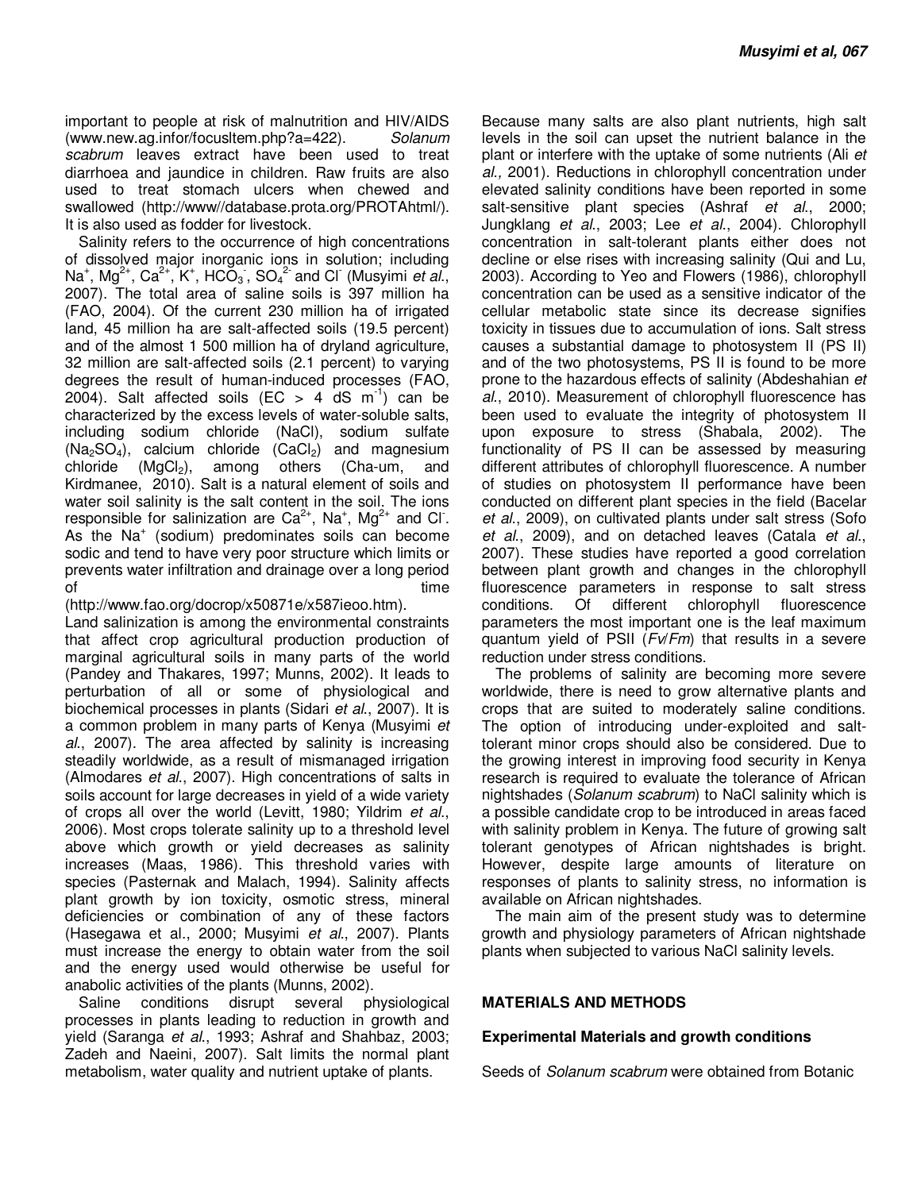important to people at risk of malnutrition and HIV/AIDS (www.new.ag.infor/focusltem.php?a=422). *Solanum scabrum* leaves extract have been used to treat diarrhoea and jaundice in children. Raw fruits are also used to treat stomach ulcers when chewed and swallowed (http://www//database.prota.org/PROTAhtml/). It is also used as fodder for livestock.

Salinity refers to the occurrence of high concentrations of dissolved major inorganic ions in solution; including $Na^+$, $Mg^{2+}$, $Ca^{2+}$, $K^+$, $HCO_3^-$, $SO_4^{2-}$ and $Cl^-$ (Musyimi *et al*., 2007). The total area of saline soils is 397 million ha (FAO, 2004). Of the current 230 million ha of irrigated land, 45 million ha are salt-affected soils (19.5 percent) and of the almost 1 500 million ha of dryland agriculture, 32 million are salt-affected soils (2.1 percent) to varying degrees the result of human-induced processes (FAO, 2004). Salt affected soils (EC > 4 dS $m^{-1}$) can be characterized by the excess levels of water-soluble salts, including sodium chloride (NaCl), sodium sulfate ($Na_2SO_4$), calcium chloride ($CaCl_2$) and magnesium chloride ($MgCl_2$), among others (Cha-um, and Kirdmanee, 2010). Salt is a natural element of soils and water soil salinity is the salt content in the soil. The ions responsible for salinization are $Ca^{2+}$, $Na^+$, $Mg^{2+}$ and $Cl^-$. As the $Na^+$ (sodium) predominates soils can become sodic and tend to have very poor structure which limits or prevents water infiltration and drainage over a long period of time (http://www.fao.org/docrop/x50871e/x587ieoo.htm).

Land salinization is among the environmental constraints that affect crop agricultural production production of marginal agricultural soils in many parts of the world (Pandey and Thakares, 1997; Munns, 2002). It leads to perturbation of all or some of physiological and biochemical processes in plants (Sidari *et al*., 2007). It is a common problem in many parts of Kenya (Musyimi *et al*., 2007). The area affected by salinity is increasing steadily worldwide, as a result of mismanaged irrigation (Almodares *et al*., 2007). High concentrations of salts in soils account for large decreases in yield of a wide variety of crops all over the world (Levitt, 1980; Yildrim *et al*., 2006). Most crops tolerate salinity up to a threshold level above which growth or yield decreases as salinity increases (Maas, 1986). This threshold varies with species (Pasternak and Malach, 1994). Salinity affects plant growth by ion toxicity, osmotic stress, mineral deficiencies or combination of any of these factors (Hasegawa et al., 2000; Musyimi *et al*., 2007). Plants must increase the energy to obtain water from the soil and the energy used would otherwise be useful for anabolic activities of the plants (Munns, 2002).

Saline conditions disrupt several physiological processes in plants leading to reduction in growth and yield (Saranga *et al*., 1993; Ashraf and Shahbaz, 2003; Zadeh and Naeini, 2007). Salt limits the normal plant metabolism, water quality and nutrient uptake of plants. Because many salts are also plant nutrients, high salt levels in the soil can upset the nutrient balance in the plant or interfere with the uptake of some nutrients (Ali *et al.,* 2001). Reductions in chlorophyll concentration under elevated salinity conditions have been reported in some salt-sensitive plant species (Ashraf *et al*., 2000; Jungklang *et al*., 2003; Lee *et al*., 2004). Chlorophyll concentration in salt-tolerant plants either does not decline or else rises with increasing salinity (Qui and Lu, 2003). According to Yeo and Flowers (1986), chlorophyll concentration can be used as a sensitive indicator of the cellular metabolic state since its decrease signifies toxicity in tissues due to accumulation of ions. Salt stress causes a substantial damage to photosystem II (PS II) and of the two photosystems, PS II is found to be more prone to the hazardous effects of salinity (Abdeshahian *et al*., 2010). Measurement of chlorophyll fluorescence has been used to evaluate the integrity of photosystem II upon exposure to stress (Shabala, 2002). The functionality of PS II can be assessed by measuring different attributes of chlorophyll fluorescence. A number of studies on photosystem II performance have been conducted on different plant species in the field (Bacelar *et al*., 2009), on cultivated plants under salt stress (Sofo *et al*., 2009), and on detached leaves (Catala *et al*., 2007). These studies have reported a good correlation between plant growth and changes in the chlorophyll fluorescence parameters in response to salt stress conditions. Of different chlorophyll fluorescence parameters the most important one is the leaf maximum quantum yield of PSII ($Fv/Fm$) that results in a severe reduction under stress conditions.

The problems of salinity are becoming more severe worldwide, there is need to grow alternative plants and crops that are suited to moderately saline conditions. The option of introducing under-exploited and salt-tolerant minor crops should also be considered. Due to the growing interest in improving food security in Kenya research is required to evaluate the tolerance of African nightshades (*Solanum scabrum*) to NaCl salinity which is a possible candidate crop to be introduced in areas faced with salinity problem in Kenya. The future of growing salt tolerant genotypes of African nightshades is bright. However, despite large amounts of literature on responses of plants to salinity stress, no information is available on African nightshades.

The main aim of the present study was to determine growth and physiology parameters of African nightshade plants when subjected to various NaCl salinity levels.

## MATERIALS AND METHODS

### Experimental Materials and growth conditions

Seeds of *Solanum scabrum* were obtained from Botanic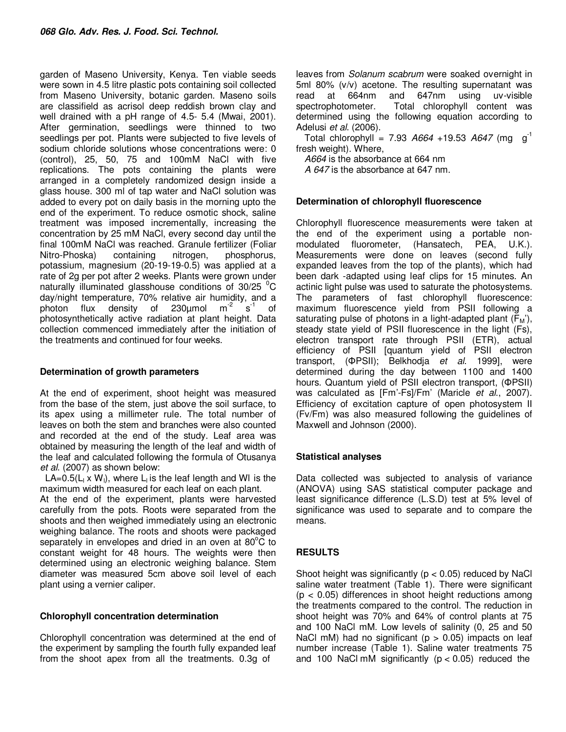garden of Maseno University, Kenya. Ten viable seeds were sown in 4.5 litre plastic pots containing soil collected from Maseno University, botanic garden. Maseno soils are classifield as acrisol deep reddish brown clay and well drained with a pH range of 4.5- 5.4 (Mwai, 2001). After germination, seedlings were thinned to two seedlings per pot. Plants were subjected to five levels of sodium chloride solutions whose concentrations were: 0 (control), 25, 50, 75 and 100mM NaCl with five replications. The pots containing the plants were arranged in a completely randomized design inside a glass house. 300 ml of tap water and NaCl solution was added to every pot on daily basis in the morning upto the end of the experiment. To reduce osmotic shock, saline treatment was imposed incrementally, increasing the concentration by 25 mM NaCl, every second day until the final 100mM NaCl was reached. Granule fertilizer (Foliar Nitro-Phoska) containing nitrogen, phosphorus, potassium, magnesium (20-19-19-0.5) was applied at a rate of 2g per pot after 2 weeks. Plants were grown under naturally illuminated glasshouse conditions of 30/25 $^0$C day/night temperature, 70% relative air humidity, and a photon flux density of 230µmol $m^{-2}$ $s^{-1}$ of photosynthetically active radiation at plant height. Data collection commenced immediately after the initiation of the treatments and continued for four weeks.

### Determination of growth parameters

At the end of experiment, shoot height was measured from the base of the stem, just above the soil surface, to its apex using a millimeter rule. The total number of leaves on both the stem and branches were also counted and recorded at the end of the study. Leaf area was obtained by measuring the length of the leaf and width of the leaf and calculated following the formula of Otusanya *et al*. (2007) as shown below:

$LA=0.5(L_l \times W_l)$, where $L_l$ is the leaf length and Wl is the maximum width measured for each leaf on each plant.

At the end of the experiment, plants were harvested carefully from the pots. Roots were separated from the shoots and then weighed immediately using an electronic weighing balance. The roots and shoots were packaged separately in envelopes and dried in an oven at 80$^o$C to constant weight for 48 hours. The weights were then determined using an electronic weighing balance. Stem diameter was measured 5cm above soil level of each plant using a vernier caliper.

### Chlorophyll concentration determination

Chlorophyll concentration was determined at the end of the experiment by sampling the fourth fully expanded leaf from the shoot apex from all the treatments. 0.3g of leaves from *Solanum scabrum* were soaked overnight in 5ml 80% (v/v) acetone. The resulting supernatant was read at 664nm and 647nm using uv-visible spectrophotometer. Total chlorophyll content was determined using the following equation according to Adelusi *et al*. (2006).

Total chlorophyll = 7.93 $A664$ +19.53 $A647$ (mg $g^{-1}$ fresh weight). Where,

*A664* is the absorbance at 664 nm

*A 647* is the absorbance at 647 nm.

### Determination of chlorophyll fluorescence

Chlorophyll fluorescence measurements were taken at the end of the experiment using a portable non-modulated fluorometer, (Hansatech, PEA, U.K.). Measurements were done on leaves (second fully expanded leaves from the top of the plants), which had been dark -adapted using leaf clips for 15 minutes. An actinic light pulse was used to saturate the photosystems. The parameters of fast chlorophyll fluorescence: maximum fluorescence yield from PSII following a saturating pulse of photons in a light-adapted plant ($F_M$'), steady state yield of PSII fluorescence in the light (Fs), electron transport rate through PSII (ETR), actual efficiency of PSII [quantum yield of PSII electron transport, (ΦPSII); Belkhodja *et al*. 1999], were determined during the day between 1100 and 1400 hours. Quantum yield of PSII electron transport, (ΦPSII) was calculated as [Fm'-Fs]/Fm' (Maricle *et al*., 2007). Efficiency of excitation capture of open photosystem II (Fv/Fm) was also measured following the guidelines of Maxwell and Johnson (2000).

### Statistical analyses

Data collected was subjected to analysis of variance (ANOVA) using SAS statistical computer package and least significance difference (L.S.D) test at 5% level of significance was used to separate and to compare the means.

## RESULTS

Shoot height was significantly ($p < 0.05$) reduced by NaCl saline water treatment (Table 1). There were significant ($p < 0.05$) differences in shoot height reductions among the treatments compared to the control. The reduction in shoot height was 70% and 64% of control plants at 75 and 100 NaCl mM. Low levels of salinity (0, 25 and 50 NaCl mM) had no significant ($p > 0.05$) impacts on leaf number increase (Table 1). Saline water treatments 75 and 100 NaCl mM significantly ($p < 0.05$) reduced the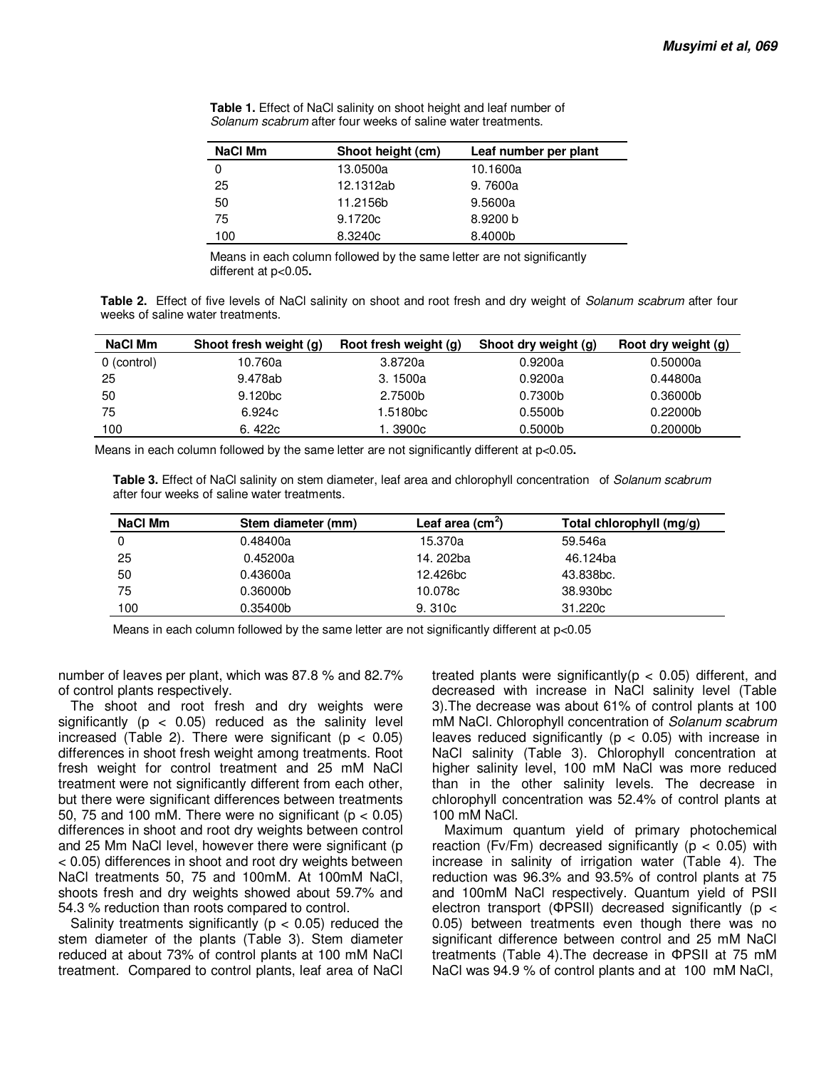**Table 1.** Effect of NaCl salinity on shoot height and leaf number of *Solanum scabrum* after four weeks of saline water treatments.

| NaCl Mm | Shoot height (cm) | Leaf number per plant |
|---|---|---|
| 0 | 13.0500a | 10.1600a |
| 25 | 12.1312ab | 9. 7600a |
| 50 | 11.2156b | 9.5600a |
| 75 | 9.1720c | 8.9200 b |
| 100 | 8.3240c | 8.4000b |

Means in each column followed by the same letter are not significantly different at $p<0.05$.

**Table 2.** Effect of five levels of NaCl salinity on shoot and root fresh and dry weight of *Solanum scabrum* after four weeks of saline water treatments.

| NaCl Mm | Shoot fresh weight (g) | Root fresh weight (g) | Shoot dry weight (g) | Root dry weight (g) |
|---|---|---|---|---|
| 0 (control) | 10.760a | 3.8720a | 0.9200a | 0.50000a |
| 25 | 9.478ab | 3. 1500a | 0.9200a | 0.44800a |
| 50 | 9.120bc | 2.7500b | 0.7300b | 0.36000b |
| 75 | 6.924c | 1.5180bc | 0.5500b | 0.22000b |
| 100 | 6. 422c | 1. 3900c | 0.5000b | 0.20000b |

Means in each column followed by the same letter are not significantly different at $p<0.05$.

**Table 3.** Effect of NaCl salinity on stem diameter, leaf area and chlorophyll concentration of *Solanum scabrum* after four weeks of saline water treatments.

| NaCl Mm | Stem diameter (mm) | Leaf area ($cm^2$) | Total chlorophyll (mg/g) |
|---|---|---|---|
| 0 | 0.48400a | 15.370a | 59.546a |
| 25 | 0.45200a | 14. 202ba | 46.124ba |
| 50 | 0.43600a | 12.426bc | 43.838bc. |
| 75 | 0.36000b | 10.078c | 38.930bc |
| 100 | 0.35400b | 9. 310c | 31.220c |

Means in each column followed by the same letter are not significantly different at $p<0.05$

number of leaves per plant, which was 87.8 % and 82.7% of control plants respectively.

The shoot and root fresh and dry weights were significantly ($p < 0.05$) reduced as the salinity level increased (Table 2). There were significant ($p < 0.05$) differences in shoot fresh weight among treatments. Root fresh weight for control treatment and 25 mM NaCl treatment were not significantly different from each other, but there were significant differences between treatments 50, 75 and 100 mM. There were no significant ($p < 0.05$) differences in shoot and root dry weights between control and 25 Mm NaCl level, however there were significant ($p < 0.05$) differences in shoot and root dry weights between NaCl treatments 50, 75 and 100mM. At 100mM NaCl, shoots fresh and dry weights showed about 59.7% and 54.3 % reduction than roots compared to control.

Salinity treatments significantly ($p < 0.05$) reduced the stem diameter of the plants (Table 3). Stem diameter reduced at about 73% of control plants at 100 mM NaCl treatment. Compared to control plants, leaf area of NaCl treated plants were significantly($p < 0.05$) different, and decreased with increase in NaCl salinity level (Table 3).The decrease was about 61% of control plants at 100 mM NaCl. Chlorophyll concentration of *Solanum scabrum* leaves reduced significantly ($p < 0.05$) with increase in NaCl salinity (Table 3). Chlorophyll concentration at higher salinity level, 100 mM NaCl was more reduced than in the other salinity levels. The decrease in chlorophyll concentration was 52.4% of control plants at 100 mM NaCl.

Maximum quantum yield of primary photochemical reaction ($F_v/F_m$) decreased significantly ($p < 0.05$) with increase in salinity of irrigation water (Table 4). The reduction was 96.3% and 93.5% of control plants at 75 and 100mM NaCl respectively. Quantum yield of PSII electron transport ($\Phi PSII$) decreased significantly ($p < 0.05$) between treatments even though there was no significant difference between control and 25 mM NaCl treatments (Table 4).The decrease in $\Phi PSII$ at 75 mM NaCl was 94.9 % of control plants and at 100 mM NaCl,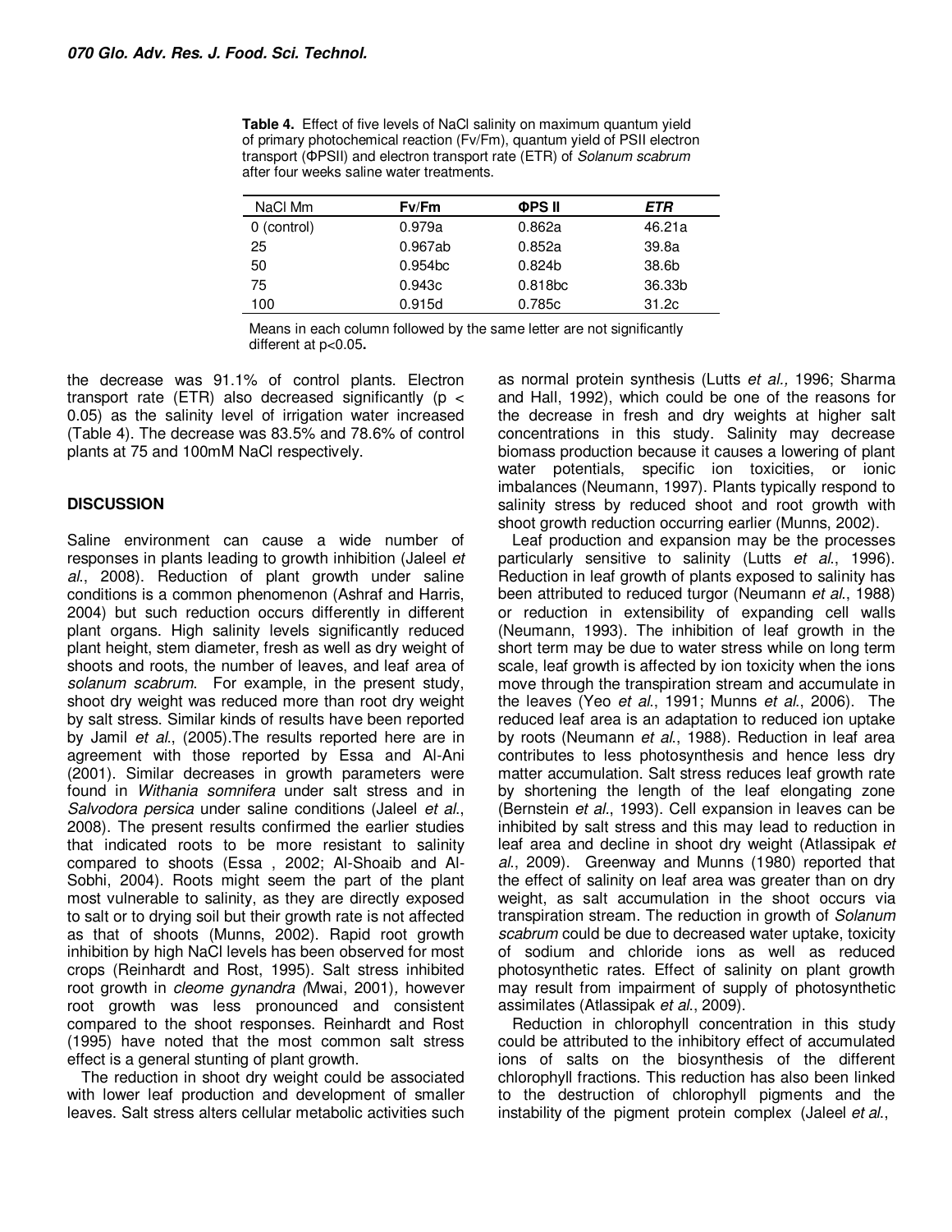**Table 4.** Effect of five levels of NaCl salinity on maximum quantum yield of primary photochemical reaction (Fv/Fm), quantum yield of PSII electron transport (ΦPSII) and electron transport rate (ETR) of *Solanum scabrum* after four weeks saline water treatments.

| NaCl Mm | Fv/Fm | ΦPS II | *ETR* |
|---|---|---|---|
| 0 (control) | 0.979a | 0.862a | 46.21a |
| 25 | 0.967ab | 0.852a | 39.8a |
| 50 | 0.954bc | 0.824b | 38.6b |
| 75 | 0.943c | 0.818bc | 36.33b |
| 100 | 0.915d | 0.785c | 31.2c |

Means in each column followed by the same letter are not significantly different at $p<0.05$.

the decrease was 91.1% of control plants. Electron transport rate (ETR) also decreased significantly ($p < 0.05$) as the salinity level of irrigation water increased (Table 4). The decrease was 83.5% and 78.6% of control plants at 75 and 100mM NaCl respectively.

## DISCUSSION

Saline environment can cause a wide number of responses in plants leading to growth inhibition (Jaleel *et al*., 2008). Reduction of plant growth under saline conditions is a common phenomenon (Ashraf and Harris, 2004) but such reduction occurs differently in different plant organs. High salinity levels significantly reduced plant height, stem diameter, fresh as well as dry weight of shoots and roots, the number of leaves, and leaf area of *solanum scabrum*. For example, in the present study, shoot dry weight was reduced more than root dry weight by salt stress. Similar kinds of results have been reported by Jamil *et al*., (2005).The results reported here are in agreement with those reported by Essa and Al-Ani (2001). Similar decreases in growth parameters were found in *Withania somnifera* under salt stress and in *Salvodora persica* under saline conditions (Jaleel *et al*., 2008). The present results confirmed the earlier studies that indicated roots to be more resistant to salinity compared to shoots (Essa , 2002; Al-Shoaib and Al-Sobhi, 2004). Roots might seem the part of the plant most vulnerable to salinity, as they are directly exposed to salt or to drying soil but their growth rate is not affected as that of shoots (Munns, 2002). Rapid root growth inhibition by high NaCl levels has been observed for most crops (Reinhardt and Rost, 1995). Salt stress inhibited root growth in *cleome gynandra (*Mwai, 2001)*,* however root growth was less pronounced and consistent compared to the shoot responses. Reinhardt and Rost (1995) have noted that the most common salt stress effect is a general stunting of plant growth.

The reduction in shoot dry weight could be associated with lower leaf production and development of smaller leaves. Salt stress alters cellular metabolic activities such as normal protein synthesis (Lutts *et al.,* 1996; Sharma and Hall, 1992), which could be one of the reasons for the decrease in fresh and dry weights at higher salt concentrations in this study. Salinity may decrease biomass production because it causes a lowering of plant water potentials, specific ion toxicities, or ionic imbalances (Neumann, 1997). Plants typically respond to salinity stress by reduced shoot and root growth with shoot growth reduction occurring earlier (Munns, 2002).

Leaf production and expansion may be the processes particularly sensitive to salinity (Lutts *et al*., 1996). Reduction in leaf growth of plants exposed to salinity has been attributed to reduced turgor (Neumann *et al*., 1988) or reduction in extensibility of expanding cell walls (Neumann, 1993). The inhibition of leaf growth in the short term may be due to water stress while on long term scale, leaf growth is affected by ion toxicity when the ions move through the transpiration stream and accumulate in the leaves (Yeo *et al*., 1991; Munns *et al*., 2006). The reduced leaf area is an adaptation to reduced ion uptake by roots (Neumann *et al*., 1988). Reduction in leaf area contributes to less photosynthesis and hence less dry matter accumulation. Salt stress reduces leaf growth rate by shortening the length of the leaf elongating zone (Bernstein *et al*., 1993). Cell expansion in leaves can be inhibited by salt stress and this may lead to reduction in leaf area and decline in shoot dry weight (Atlassipak *et al*., 2009). Greenway and Munns (1980) reported that the effect of salinity on leaf area was greater than on dry weight, as salt accumulation in the shoot occurs via transpiration stream. The reduction in growth of *Solanum scabrum* could be due to decreased water uptake, toxicity of sodium and chloride ions as well as reduced photosynthetic rates. Effect of salinity on plant growth may result from impairment of supply of photosynthetic assimilates (Atlassipak *et al*., 2009).

Reduction in chlorophyll concentration in this study could be attributed to the inhibitory effect of accumulated ions of salts on the biosynthesis of the different chlorophyll fractions. This reduction has also been linked to the destruction of chlorophyll pigments and the instability of the pigment protein complex (Jaleel *et al*.,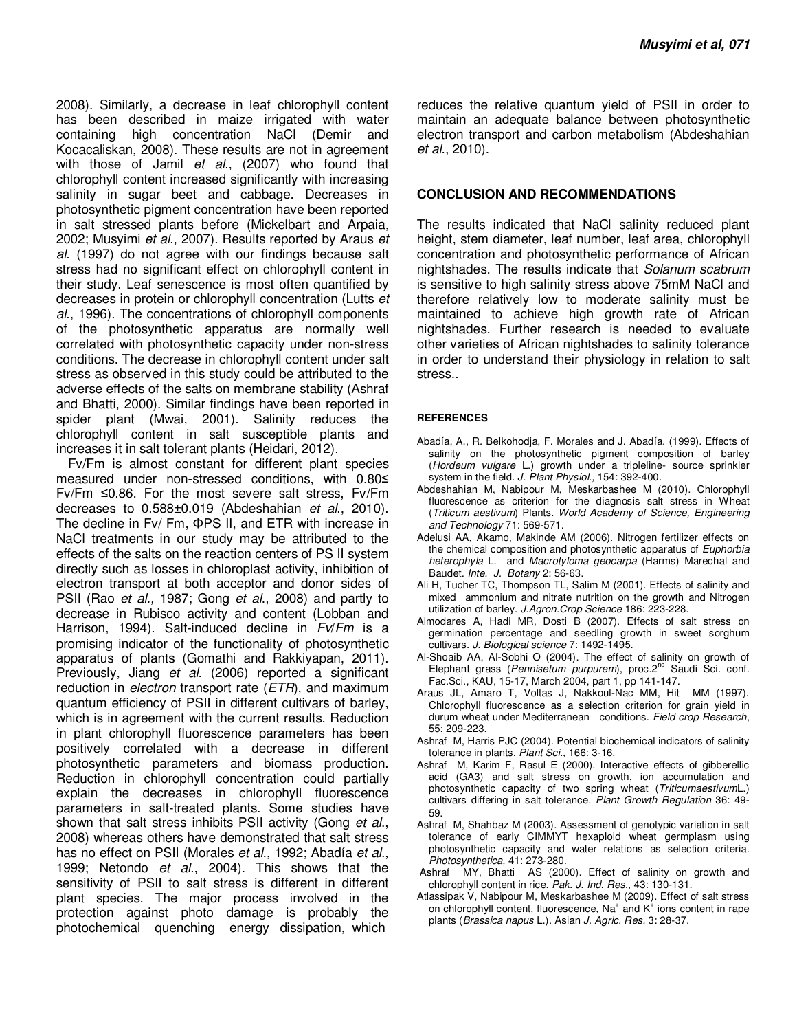2008). Similarly, a decrease in leaf chlorophyll content has been described in maize irrigated with water containing high concentration NaCl (Demir and Kocacaliskan, 2008). These results are not in agreement with those of Jamil *et al*., (2007) who found that chlorophyll content increased significantly with increasing salinity in sugar beet and cabbage. Decreases in photosynthetic pigment concentration have been reported in salt stressed plants before (Mickelbart and Arpaia, 2002; Musyimi *et al*., 2007). Results reported by Araus *et al*. (1997) do not agree with our findings because salt stress had no significant effect on chlorophyll content in their study. Leaf senescence is most often quantified by decreases in protein or chlorophyll concentration (Lutts *et al*., 1996). The concentrations of chlorophyll components of the photosynthetic apparatus are normally well correlated with photosynthetic capacity under non-stress conditions. The decrease in chlorophyll content under salt stress as observed in this study could be attributed to the adverse effects of the salts on membrane stability (Ashraf and Bhatti, 2000). Similar findings have been reported in spider plant (Mwai, 2001). Salinity reduces the chlorophyll content in salt susceptible plants and increases it in salt tolerant plants (Heidari, 2012).

Fv/Fm is almost constant for different plant species measured under non-stressed conditions, with $0.80 \leq Fv/Fm \leq 0.86$. For the most severe salt stress, Fv/Fm decreases to $0.588 \pm 0.019$ (Abdeshahian *et al*., 2010). The decline in Fv/ Fm, ΦPS II, and ETR with increase in NaCl treatments in our study may be attributed to the effects of the salts on the reaction centers of PS II system directly such as losses in chloroplast activity, inhibition of electron transport at both acceptor and donor sides of PSII (Rao *et al.,* 1987; Gong *et al*., 2008) and partly to decrease in Rubisco activity and content (Lobban and Harrison, 1994). Salt-induced decline in *Fv*/*Fm* is a promising indicator of the functionality of photosynthetic apparatus of plants (Gomathi and Rakkiyapan, 2011). Previously, Jiang *et al*. (2006) reported a significant reduction in *electron* transport rate (*ETR*), and maximum quantum efficiency of PSII in different cultivars of barley, which is in agreement with the current results. Reduction in plant chlorophyll fluorescence parameters has been positively correlated with a decrease in different photosynthetic parameters and biomass production. Reduction in chlorophyll concentration could partially explain the decreases in chlorophyll fluorescence parameters in salt-treated plants. Some studies have shown that salt stress inhibits PSII activity (Gong *et al*., 2008) whereas others have demonstrated that salt stress has no effect on PSII (Morales *et al*., 1992; Abadía *et al*., 1999; Netondo *et al*., 2004). This shows that the sensitivity of PSII to salt stress is different in different plant species. The major process involved in the protection against photo damage is probably the photochemical quenching energy dissipation, which reduces the relative quantum yield of PSII in order to maintain an adequate balance between photosynthetic electron transport and carbon metabolism (Abdeshahian *et al*., 2010).

## CONCLUSION AND RECOMMENDATIONS

The results indicated that NaCl salinity reduced plant height, stem diameter, leaf number, leaf area, chlorophyll concentration and photosynthetic performance of African nightshades. The results indicate that *Solanum scabrum* is sensitive to high salinity stress above 75mM NaCl and therefore relatively low to moderate salinity must be maintained to achieve high growth rate of African nightshades. Further research is needed to evaluate other varieties of African nightshades to salinity tolerance in order to understand their physiology in relation to salt stress..

### REFERENCES

Abadía, A., R. Belkohodja, F. Morales and J. Abadía. (1999). Effects of salinity on the photosynthetic pigment composition of barley (*Hordeum vulgare* L.) growth under a tripleline- source sprinkler system in the field. *J. Plant Physiol.,* 154: 392-400.

Abdeshahian M, Nabipour M, Meskarbashee M (2010). Chlorophyll fluorescence as criterion for the diagnosis salt stress in Wheat (*Triticum aestivum*) Plants. *World Academy of Science, Engineering and Technology* 71: 569-571.

Adelusi AA, Akamo, Makinde AM (2006). Nitrogen fertilizer effects on the chemical composition and photosynthetic apparatus of *Euphorbia heterophyla* L. and *Macrotyloma geocarpa* (Harms) Marechal and Baudet. *Inte. J. Botany* 2: 56-63.

Ali H, Tucher TC, Thompson TL, Salim M (2001). Effects of salinity and mixed ammonium and nitrate nutrition on the growth and Nitrogen utilization of barley. *J.Agron.Crop Science* 186: 223-228.

Almodares A, Hadi MR, Dosti B (2007). Effects of salt stress on germination percentage and seedling growth in sweet sorghum cultivars. *J. Biological science* 7: 1492-1495.

Al-Shoaib AA, Al-Sobhi O (2004). The effect of salinity on growth of Elephant grass (*Pennisetum purpurem*), proc.2[nd] Saudi Sci. conf. Fac.Sci., KAU, 15-17, March 2004, part 1, pp 141-147.

Araus JL, Amaro T, Voltas J, Nakkoul-Nac MM, Hit MM (1997). Chlorophyll fluorescence as a selection criterion for grain yield in durum wheat under Mediterranean conditions. *Field crop Research*, 55: 209-223.

Ashraf M, Harris PJC (2004). Potential biochemical indicators of salinity tolerance in plants. *Plant Sci.,* 166: 3-16.

Ashraf M, Karim F, Rasul E (2000). Interactive effects of gibberellic acid (GA3) and salt stress on growth, ion accumulation and photosynthetic capacity of two spring wheat (*TriticumaestivumL.*) cultivars differing in salt tolerance. *Plant Growth Regulation* 36: 49-59.

Ashraf M, Shahbaz M (2003). Assessment of genotypic variation in salt tolerance of early CIMMYT hexaploid wheat germplasm using photosynthetic capacity and water relations as selection criteria. *Photosynthetica,* 41: 273-280.

Ashraf MY, Bhatti AS (2000). Effect of salinity on growth and chlorophyll content in rice. *Pak. J. Ind. Res*., 43: 130-131.

Atlassipak V, Nabipour M, Meskarbashee M (2009). Effect of salt stress on chlorophyll content, fluorescence, $Na^+$ and $K^+$ ions content in rape plants (*Brassica napus* L.). Asian *J. Agric. Res.* 3: 28-37.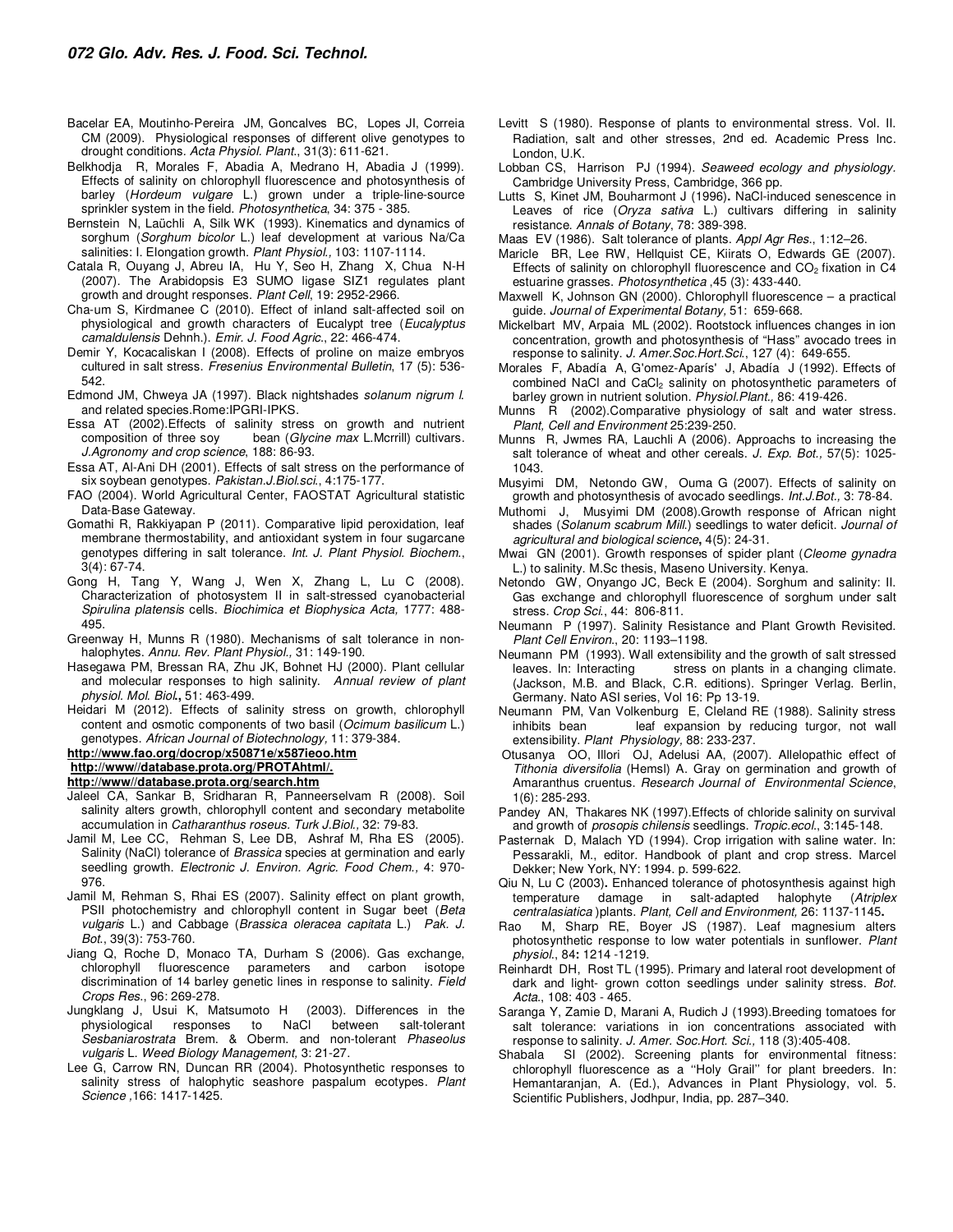Bacelar EA, Moutinho-Pereira JM, Goncalves BC, Lopes JI, Correia CM (2009). Physiological responses of different olive genotypes to drought conditions. *Acta Physiol. Plant*., 31(3): 611-621.

Belkhodja R, Morales F, Abadia A, Medrano H, Abadia J (1999). Effects of salinity on chlorophyll fluorescence and photosynthesis of barley (*Hordeum vulgare* L.) grown under a triple-line-source sprinkler system in the field. *Photosynthetica*, 34: 375 - 385.

Bernstein N, Laüchli A, Silk WK (1993). Kinematics and dynamics of sorghum (*Sorghum bicolor* L.) leaf development at various Na/Ca salinities: I. Elongation growth. *Plant Physiol.,* 103: 1107-1114.

Catala R, Ouyang J, Abreu IA, Hu Y, Seo H, Zhang X, Chua N-H (2007). The Arabidopsis E3 SUMO ligase SIZ1 regulates plant growth and drought responses. *Plant Cell,* 19: 2952-2966.

Cha-um S, Kirdmanee C (2010). Effect of inland salt-affected soil on physiological and growth characters of Eucalypt tree (*Eucalyptus camaldulensis* Dehnh.). *Emir. J. Food Agric*., 22: 466-474.

Demir Y, Kocacaliskan I (2008). Effects of proline on maize embryos cultured in salt stress. *Fresenius Environmental Bulletin*, 17 (5): 536-542.

Edmond JM, Chweya JA (1997). Black nightshades *solanum nigrum l.* and related species.Rome:IPGRI-IPKS.

Essa AT (2002).Effects of salinity stress on growth and nutrient composition of three soy bean (*Glycine max* L.Mcrrill) cultivars. *J.Agronomy and crop science*, 188: 86-93.

Essa AT, Al-Ani DH (2001). Effects of salt stress on the performance of six soybean genotypes. *Pakistan.J.Biol.sci.*, 4:175-177.

FAO (2004). World Agricultural Center, FAOSTAT Agricultural statistic Data-Base Gateway.

Gomathi R, Rakkiyapan P (2011). Comparative lipid peroxidation, leaf membrane thermostability, and antioxidant system in four sugarcane genotypes differing in salt tolerance. *Int. J. Plant Physiol. Biochem*., 3(4): 67-74.

Gong H, Tang Y, Wang J, Wen X, Zhang L, Lu C (2008). Characterization of photosystem II in salt-stressed cyanobacterial *Spirulina platensis* cells. *Biochimica et Biophysica Acta,* 1777: 488-495.

Greenway H, Munns R (1980). Mechanisms of salt tolerance in non-halophytes. *Annu. Rev. Plant Physiol.,* 31: 149-190.

Hasegawa PM, Bressan RA, Zhu JK, Bohnet HJ (2000). Plant cellular and molecular responses to high salinity. *Annual review of plant physiol. Mol. Biol***.,** 51: 463-499.

Heidari M (2012). Effects of salinity stress on growth, chlorophyll content and osmotic components of two basil (*Ocimum basilicum* L.) genotypes. *African Journal of Biotechnology,* 11: 379-384.

**http://www.fao.org/docrop/x50871e/x587ieoo.htm**

**http://www//database.prota.org/PROTAhtml/.**

**http://www//database.prota.org/search.htm**

Jaleel CA, Sankar B, Sridharan R, Panneerselvam R (2008). Soil salinity alters growth, chlorophyll content and secondary metabolite accumulation in *Catharanthus roseus. Turk J.Biol.,* 32: 79-83.

Jamil M, Lee CC, Rehman S, Lee DB, Ashraf M, Rha ES (2005). Salinity (NaCl) tolerance of *Brassica* species at germination and early seedling growth. *Electronic J. Environ. Agric. Food Chem.,* 4: 970-976.

Jamil M, Rehman S, Rhai ES (2007). Salinity effect on plant growth, PSII photochemistry and chlorophyll content in Sugar beet (*Beta vulgaris* L.) and Cabbage (*Brassica oleracea capitata* L.) *Pak. J. Bot*., 39(3): 753-760.

Jiang Q, Roche D, Monaco TA, Durham S (2006). Gas exchange, chlorophyll fluorescence parameters and carbon isotope discrimination of 14 barley genetic lines in response to salinity. *Field Crops Res*., 96: 269-278.

Jungklang J, Usui K, Matsumoto H (2003). Differences in the physiological responses to NaCl between salt-tolerant *Sesbaniarostrata* Brem. & Oberm. and non-tolerant *Phaseolus vulgaris* L. *Weed Biology Management*, 3: 21-27.

Lee G, Carrow RN, Duncan RR (2004). Photosynthetic responses to salinity stress of halophytic seashore paspalum ecotypes. *Plant Science* ,166: 1417-1425.

Levitt S (1980). Response of plants to environmental stress. Vol. II. Radiation, salt and other stresses, 2nd ed. Academic Press Inc. London, U.K.

Lobban CS, Harrison PJ (1994). *Seaweed ecology and physiology.* Cambridge University Press, Cambridge, 366 pp.

Lutts S, Kinet JM, Bouharmont J (1996**).** NaCl-induced senescence in Leaves of rice (*Oryza sativa* L.) cultivars differing in salinity resistance. *Annals of Botany*, 78: 389-398.

Maas EV (1986). Salt tolerance of plants. *Appl Agr Res*., 1:12–26.

Maricle BR, Lee RW, Hellquist CE, Kiirats O, Edwards GE (2007). Effects of salinity on chlorophyll fluorescence and $CO_2$ fixation in C4 estuarine grasses. *Photosynthetica* ,45 (3): 433-440.

Maxwell K, Johnson GN (2000). Chlorophyll fluorescence – a practical guide. *Journal of Experimental Botany,* 51: 659-668.

Mickelbart MV, Arpaia ML (2002). Rootstock influences changes in ion concentration, growth and photosynthesis of "Hass" avocado trees in response to salinity. *J. Amer.Soc.Hort.Sci.*, 127 (4): 649-655.

Morales F, Abadía A, G'omez-Aparís' J, Abadía J (1992). Effects of combined NaCl and $CaCl_2$ salinity on photosynthetic parameters of barley grown in nutrient solution. *Physiol.Plant.,* 86: 419-426.

Munns R (2002).Comparative physiology of salt and water stress. *Plant, Cell and Environment* 25:239-250.

Munns R, Jwmes RA, Lauchli A (2006). Approachs to increasing the salt tolerance of wheat and other cereals. *J. Exp. Bot.,* 57(5): 1025-1043.

Musyimi DM, Netondo GW, Ouma G (2007). Effects of salinity on growth and photosynthesis of avocado seedlings. *Int.J.Bot.,* 3: 78-84.

Muthomi J, Musyimi DM (2008).Growth response of African night shades (*Solanum scabrum Mill.*) seedlings to water deficit. *Journal of agricultural and biological science***,** 4(5): 24-31.

Mwai GN (2001). Growth responses of spider plant (*Cleome gynadra* L.) to salinity. M.Sc thesis, Maseno University. Kenya.

Netondo GW, Onyango JC, Beck E (2004). Sorghum and salinity: II. Gas exchange and chlorophyll fluorescence of sorghum under salt stress. *Crop Sci.*, 44: 806-811.

Neumann P (1997). Salinity Resistance and Plant Growth Revisited. *Plant Cell Environ*., 20: 1193–1198.

Neumann PM (1993). Wall extensibility and the growth of salt stressed leaves. In: Interacting stress on plants in a changing climate. (Jackson, M.B. and Black, C.R. editions). Springer Verlag. Berlin, Germany. Nato ASI series, Vol 16: Pp 13-19.

Neumann PM, Van Volkenburg E, Cleland RE (1988). Salinity stress inhibits bean leaf expansion by reducing turgor, not wall extensibility. *Plant Physiology,* 88: 233-237.

Otusanya OO, Illori OJ, Adelusi AA, (2007). Allelopathic effect of *Tithonia diversifolia* (Hemsl) A. Gray on germination and growth of Amaranthus cruentus. *Research Journal of Environmental Science*, 1(6): 285-293.

Pandey AN, Thakares NK (1997).Effects of chloride salinity on survival and growth of *prosopis chilensis* seedlings. *Tropic.ecol*., 3:145-148.

Pasternak D, Malach YD (1994). Crop irrigation with saline water. In: Pessarakli, M., editor. Handbook of plant and crop stress. Marcel Dekker; New York, NY: 1994. p. 599-622.

Qiu N, Lu C (2003**).** Enhanced tolerance of photosynthesis against high temperature damage in salt-adapted halophyte (*Atriplex centralasiatica* )plants. *Plant, Cell and Environment,* 26: 1137-1145**.**

Rao M, Sharp RE, Boyer JS (1987). Leaf magnesium alters photosynthetic response to low water potentials in sunflower. *Plant physiol*., 84**:** 1214 -1219.

Reinhardt DH, Rost TL (1995). Primary and lateral root development of dark and light- grown cotton seedlings under salinity stress. *Bot. Acta*., 108: 403 - 465.

Saranga Y, Zamie D, Marani A, Rudich J (1993).Breeding tomatoes for salt tolerance: variations in ion concentrations associated with response to salinity. *J. Amer. Soc.Hort. Sci.*, 118 (3):405-408.

Shabala SI (2002). Screening plants for environmental fitness: chlorophyll fluorescence as a ''Holy Grail'' for plant breeders. In: Hemantaranjan, A. (Ed.), Advances in Plant Physiology, vol. 5. Scientific Publishers, Jodhpur, India, pp. 287–340.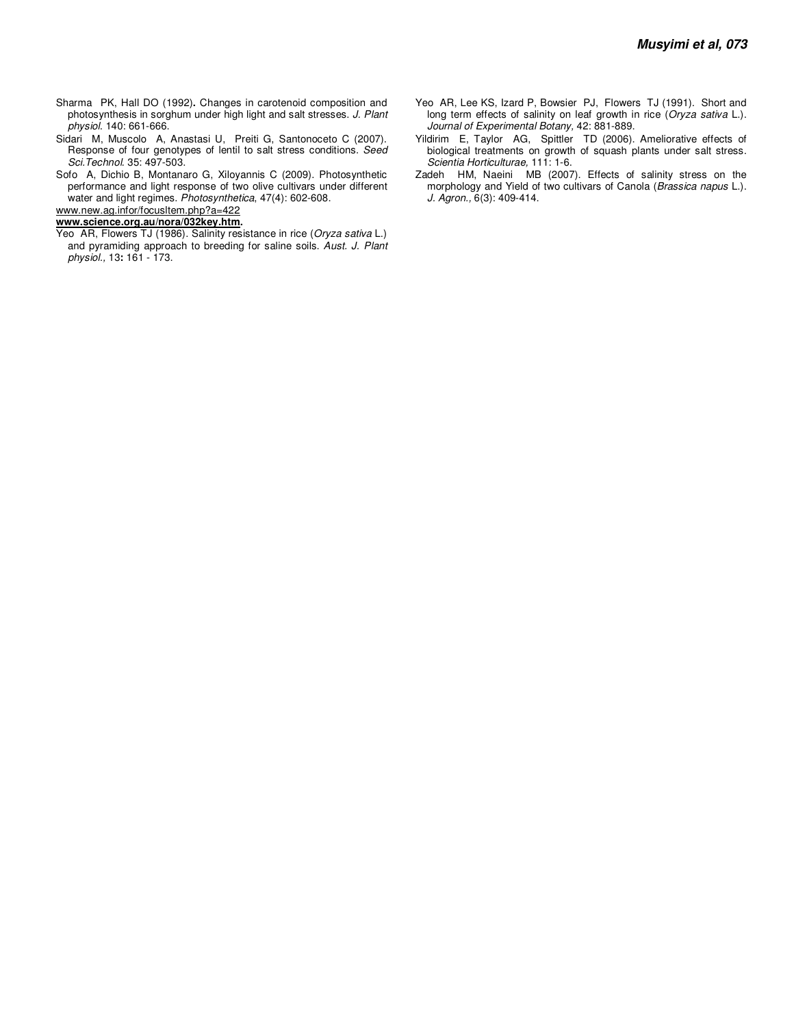Sharma PK, Hall DO (1992). Changes in carotenoid composition and photosynthesis in sorghum under high light and salt stresses. *J. Plant physiol*. 140: 661-666.

Sidari M, Muscolo A, Anastasi U, Preiti G, Santonoceto C (2007). Response of four genotypes of lentil to salt stress conditions. *Seed Sci.Technol*. 35: 497-503.

Sofo A, Dichio B, Montanaro G, Xiloyannis C (2009). Photosynthetic performance and light response of two olive cultivars under different water and light regimes. *Photosynthetica*, 47(4): 602-608.

www.new.ag.infor/focusItem.php?a=422

**www.science.org.au/nora/032key.htm**.

Yeo AR, Flowers TJ (1986). Salinity resistance in rice (*Oryza sativa* L.) and pyramiding approach to breeding for saline soils. *Aust. J. Plant physiol.,* 13**:** 161 - 173.

Yeo AR, Lee KS, Izard P, Bowsier PJ, Flowers TJ (1991). Short and long term effects of salinity on leaf growth in rice (*Oryza sativa* L.). *Journal of Experimental Botany,* 42: 881-889.

Yildirim E, Taylor AG, Spittler TD (2006). Ameliorative effects of biological treatments on growth of squash plants under salt stress. *Scientia Horticulturae,* 111: 1-6.

Zadeh HM, Naeini MB (2007). Effects of salinity stress on the morphology and Yield of two cultivars of Canola (*Brassica napus* L.). *J. Agron.,* 6(3): 409-414.